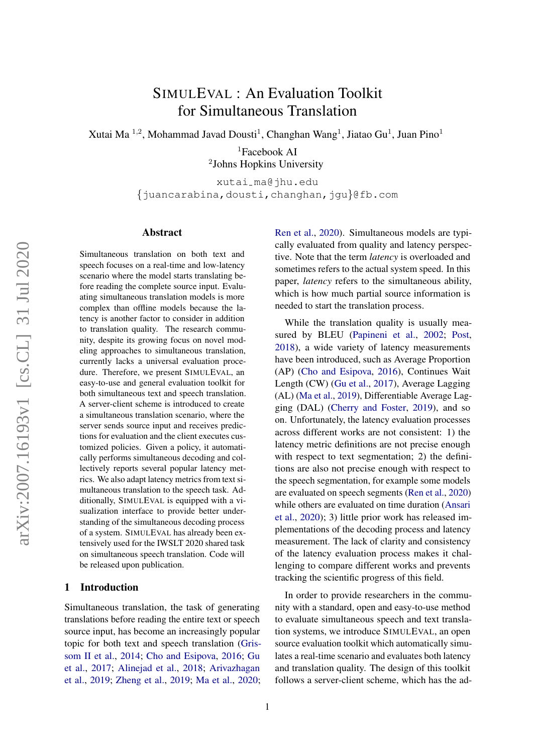# SimulEval : An Evaluation Toolkit for Simultaneous Translation

Xutai Ma [1,2], Mohammad Javad Dousti[1], Changhan Wang[1], Jiatao Gu[1], Juan Pino[1]

[1]Facebook AI
[2]Johns Hopkins University

xutai_ma@jhu.edu
{juancarabina,dousti,changhan,jgu}@fb.com

## Abstract

Simultaneous translation on both text and speech focuses on a real-time and low-latency scenario where the model starts translating before reading the complete source input. Evaluating simultaneous translation models is more complex than offline models because the latency is another factor to consider in addition to translation quality. The research community, despite its growing focus on novel modeling approaches to simultaneous translation, currently lacks a universal evaluation procedure. Therefore, we present SimulEval, an easy-to-use and general evaluation toolkit for both simultaneous text and speech translation. A server-client scheme is introduced to create a simultaneous translation scenario, where the server sends source input and receives predictions for evaluation and the client executes customized policies. Given a policy, it automatically performs simultaneous decoding and collectively reports several popular latency metrics. We also adapt latency metrics from text simultaneous translation to the speech task. Additionally, SimulEval is equipped with a visualization interface to provide better understanding of the simultaneous decoding process of a system. SimulEval has already been extensively used for the IWSLT 2020 shared task on simultaneous speech translation. Code will be released upon publication.

## 1 Introduction

Simultaneous translation, the task of generating translations before reading the entire text or speech source input, has become an increasingly popular topic for both text and speech translation (Grissom II et al., 2014; Cho and Esipova, 2016; Gu et al., 2017; Alinejad et al., 2018; Arivazhagan et al., 2019; Zheng et al., 2019; Ma et al., 2020; Ren et al., 2020). Simultaneous models are typically evaluated from quality and latency perspective. Note that the term *latency* is overloaded and sometimes refers to the actual system speed. In this paper, *latency* refers to the simultaneous ability, which is how much partial source information is needed to start the translation process.

While the translation quality is usually measured by BLEU (Papineni et al., 2002; Post, 2018), a wide variety of latency measurements have been introduced, such as Average Proportion (AP) (Cho and Esipova, 2016), Continues Wait Length (CW) (Gu et al., 2017), Average Lagging (AL) (Ma et al., 2019), Differentiable Average Lagging (DAL) (Cherry and Foster, 2019), and so on. Unfortunately, the latency evaluation processes across different works are not consistent: 1) the latency metric definitions are not precise enough with respect to text segmentation; 2) the definitions are also not precise enough with respect to the speech segmentation, for example some models are evaluated on speech segments (Ren et al., 2020) while others are evaluated on time duration (Ansari et al., 2020); 3) little prior work has released implementations of the decoding process and latency measurement. The lack of clarity and consistency of the latency evaluation process makes it challenging to compare different works and prevents tracking the scientific progress of this field.

In order to provide researchers in the community with a standard, open and easy-to-use method to evaluate simultaneous speech and text translation systems, we introduce SimulEval, an open source evaluation toolkit which automatically simulates a real-time scenario and evaluates both latency and translation quality. The design of this toolkit follows a server-client scheme, which has the ad-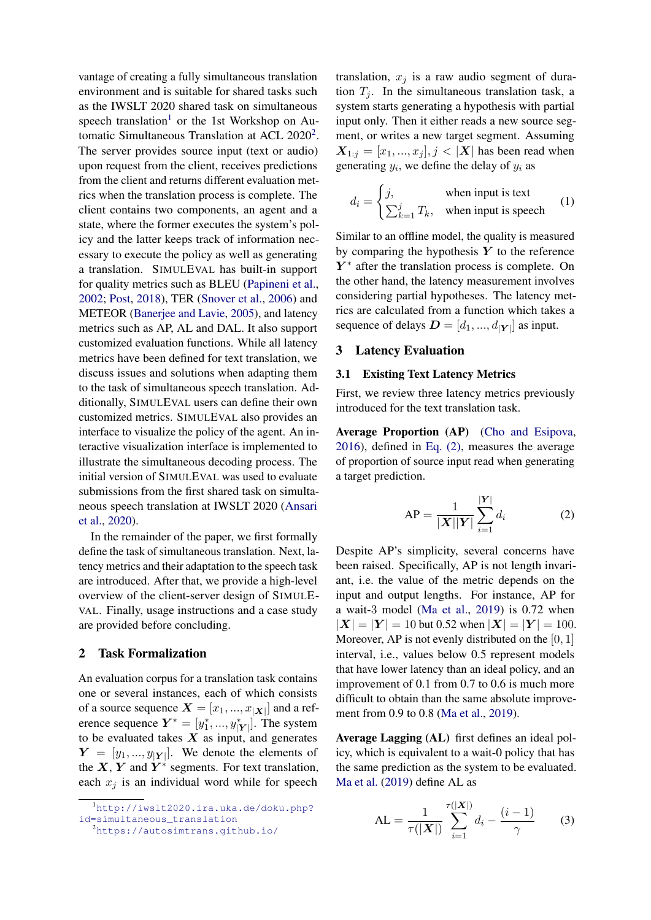vantage of creating a fully simultaneous translation environment and is suitable for tasks such as the IWSLT 2020 shared task on simultaneous speech translation[1] or the 1st Workshop on Automatic Simultaneous Translation at ACL 2020[2]. The server provides source input (text or audio) upon request from the client, receives predictions from the client and returns different evaluation metrics when the translation process is complete. The client contains two components, an agent and a state, where the former executes the system's policy and the latter keeps track of information necessary to execute the policy as well as generating a translation. SimulEval has built-in support for quality metrics such as BLEU (Papineni et al., 2002; Post, 2018), TER (Snover et al., 2006) and METEOR (Banerjee and Lavie, 2005), and latency metrics such as AP, AL and DAL. It also support customized evaluation functions. While all latency metrics have been defined for text translation, we discuss issues and solutions when adapting them to the task of simultaneous speech translation. Additionally, SimulEval users can define their own customized metrics. SimulEval also provides an interface to visualize the policy of the agent. An interactive visualization interface is implemented to illustrate the simultaneous decoding process. The initial version of SimulEval was used to evaluate submissions from the first shared task on simultaneous speech translation at IWSLT 2020 (Ansari et al., 2020).

In the remainder of the paper, we first formally define the task of simultaneous translation. Next, latency metrics and their adaptation to the speech task are introduced. After that, we provide a high-level overview of the client-server design of SimulEval. Finally, usage instructions and a case study are provided before concluding.

## 2 Task Formalization

An evaluation corpus for a translation task contains one or several instances, each of which consists of a source sequence $\boldsymbol{X} = [x_1, ..., x_{|\boldsymbol{X}|}]$ and a reference sequence $\boldsymbol{Y}^* = [y^*_1, ..., y^*_{|\boldsymbol{Y}|}]$. The system to be evaluated takes $\boldsymbol{X}$ as input, and generates $\boldsymbol{Y} = [y_1, ..., y_{|\boldsymbol{Y}|}]$. We denote the elements of the $\boldsymbol{X}$, $\boldsymbol{Y}$ and $\boldsymbol{Y}^*$ segments. For text translation, each $x_j$ is an individual word while for speech translation, $x_j$ is a raw audio segment of duration $T_j$. In the simultaneous translation task, a system starts generating a hypothesis with partial input only. Then it either reads a new source segment, or writes a new target segment. Assuming $\boldsymbol{X}_{1:j} = [x_1, ..., x_j], j < |\boldsymbol{X}|$ has been read when generating $y_i$, we define the delay of $y_i$ as

$$d_i = \begin{cases} j, & \text{when input is text} \\ \sum_{k=1}^{j} T_k, & \text{when input is speech} \end{cases} \quad (1)$$

Similar to an offline model, the quality is measured by comparing the hypothesis $\boldsymbol{Y}$ to the reference $\boldsymbol{Y}^*$ after the translation process is complete. On the other hand, the latency measurement involves considering partial hypotheses. The latency metrics are calculated from a function which takes a sequence of delays $\boldsymbol{D} = [d_1, ..., d_{|\boldsymbol{Y}|}]$ as input.

## 3 Latency Evaluation

### 3.1 Existing Text Latency Metrics

First, we review three latency metrics previously introduced for the text translation task.

**Average Proportion (AP)** (Cho and Esipova, 2016), defined in Eq. (2), measures the average of proportion of source input read when generating a target prediction.

$$\text{AP} = \frac{1}{|\boldsymbol{X}||\boldsymbol{Y}|} \sum_{i=1}^{|\boldsymbol{Y}|} d_i \quad (2)$$

Despite AP's simplicity, several concerns have been raised. Specifically, AP is not length invariant, i.e. the value of the metric depends on the input and output lengths. For instance, AP for a wait-3 model (Ma et al., 2019) is 0.72 when $|\boldsymbol{X}| = |\boldsymbol{Y}| = 10$ but 0.52 when $|\boldsymbol{X}| = |\boldsymbol{Y}| = 100$. Moreover, AP is not evenly distributed on the $[0, 1]$ interval, i.e., values below 0.5 represent models that have lower latency than an ideal policy, and an improvement of 0.1 from 0.7 to 0.6 is much more difficult to obtain than the same absolute improvement from 0.9 to 0.8 (Ma et al., 2019).

**Average Lagging (AL)** first defines an ideal policy, which is equivalent to a wait-0 policy that has the same prediction as the system to be evaluated. Ma et al. (2019) define AL as

$$\text{AL} = \frac{1}{\tau(|\boldsymbol{X}|)} \sum_{i=1}^{\tau(|\boldsymbol{X}|)} d_i - \frac{(i-1)}{\gamma} \quad (3)$$

[1] http://iwslt2020.ira.uka.de/doku.php?id=simultaneous_translation

[2] https://autosimtrans.github.io/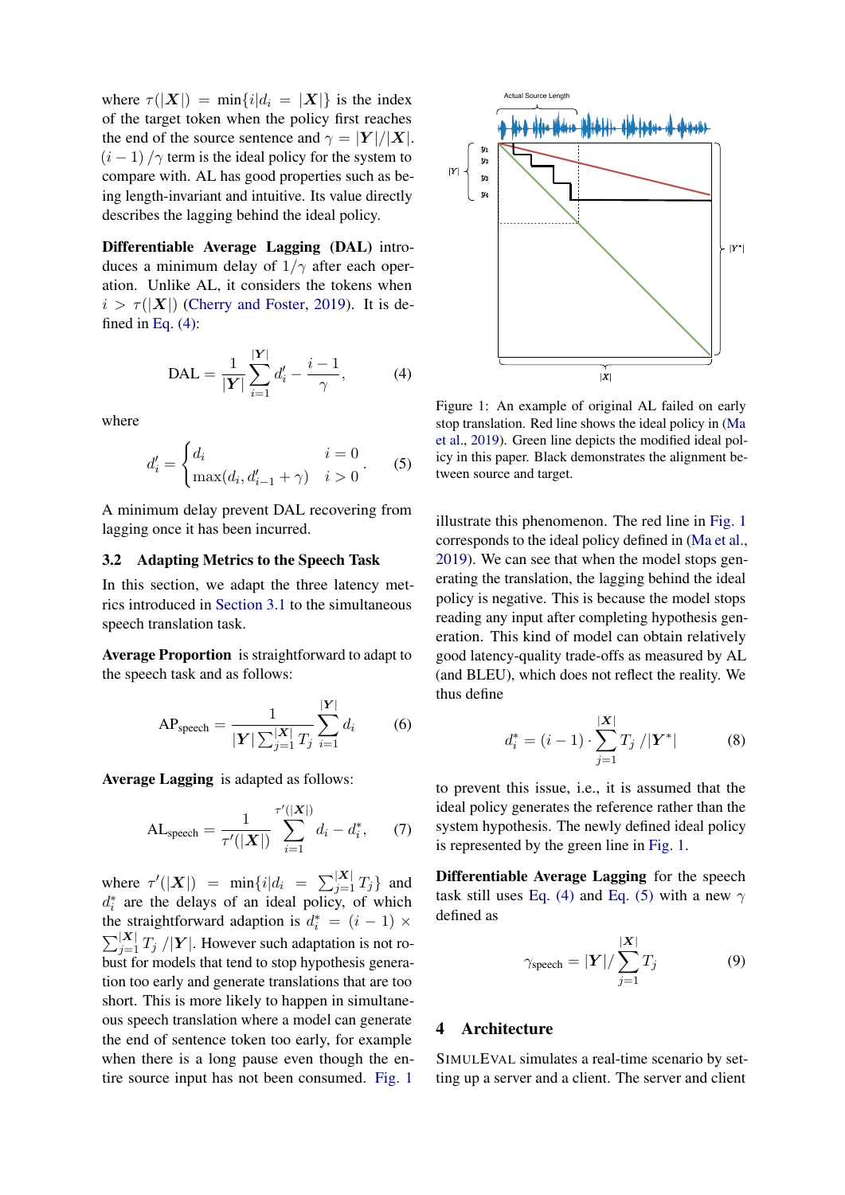where $\tau(|\boldsymbol{X}|) = \min\{i | d_i = |\boldsymbol{X}|\}$ is the index of the target token when the policy first reaches the end of the source sentence and $\gamma = |\boldsymbol{Y}|/|\boldsymbol{X}|$. $(i-1)/\gamma$ term is the ideal policy for the system to compare with. AL has good properties such as being length-invariant and intuitive. Its value directly describes the lagging behind the ideal policy.

**Differentiable Average Lagging (DAL)** introduces a minimum delay of $1/\gamma$ after each operation. Unlike AL, it considers the tokens when $i > \tau(|\boldsymbol{X}|)$ (Cherry and Foster, 2019). It is defined in Eq. (4):

$$\text{DAL} = \frac{1}{|\boldsymbol{Y}|}\sum_{i=1}^{|\boldsymbol{Y}|} d'_i - \frac{i-1}{\gamma}, \tag{4}$$

where

$$d'_i = \begin{cases} d_i & i = 0 \\ \max(d_i, d'_{i-1} + \gamma) & i > 0 \end{cases}. \tag{5}$$

A minimum delay prevent DAL recovering from lagging once it has been incurred.

### 3.2 Adapting Metrics to the Speech Task

In this section, we adapt the three latency metrics introduced in Section 3.1 to the simultaneous speech translation task.

**Average Proportion** is straightforward to adapt to the speech task and as follows:

$$\text{AP}_{\text{speech}} = \frac{1}{|\boldsymbol{Y}|\sum_{j=1}^{|\boldsymbol{X}|} T_j}\sum_{i=1}^{|\boldsymbol{Y}|} d_i \tag{6}$$

**Average Lagging** is adapted as follows:

$$\text{AL}_{\text{speech}} = \frac{1}{\tau'(|\boldsymbol{X}|)}\sum_{i=1}^{\tau'(|\boldsymbol{X}|)} d_i - d_i^*, \tag{7}$$

where $\tau'(|\boldsymbol{X}|) = \min\{i | d_i = \sum_{j=1}^{|\boldsymbol{X}|} T_j\}$ and $d_i^*$ are the delays of an ideal policy, of which the straightforward adaption is $d_i^* = (i-1) \times \sum_{j=1}^{|\boldsymbol{X}|} T_j \,/|\boldsymbol{Y}|$. However such adaptation is not robust for models that tend to stop hypothesis generation too early and generate translations that are too short. This is more likely to happen in simultaneous speech translation where a model can generate the end of sentence token too early, for example when there is a long pause even though the entire source input has not been consumed. Fig. 1 illustrate this phenomenon. The red line in Fig. 1 corresponds to the ideal policy defined in (Ma et al., 2019). We can see that when the model stops generating the translation, the lagging behind the ideal policy is negative. This is because the model stops reading any input after completing hypothesis generation. This kind of model can obtain relatively good latency-quality trade-offs as measured by AL (and BLEU), which does not reflect the reality. We thus define

Figure 1: An example of original AL failed on early stop translation. Red line shows the ideal policy in (Ma et al., 2019). Green line depicts the modified ideal policy in this paper. Black demonstrates the alignment between source and target.

$$d_i^* = (i-1) \cdot \sum_{j=1}^{|\boldsymbol{X}|} T_j \,/|\boldsymbol{Y}^*| \tag{8}$$

to prevent this issue, i.e., it is assumed that the ideal policy generates the reference rather than the system hypothesis. The newly defined ideal policy is represented by the green line in Fig. 1.

**Differentiable Average Lagging** for the speech task still uses Eq. (4) and Eq. (5) with a new $\gamma$ defined as

$$\gamma_{\text{speech}} = |\boldsymbol{Y}|/\sum_{j=1}^{|\boldsymbol{X}|} T_j \tag{9}$$

## 4 Architecture

SIMULEVAL simulates a real-time scenario by setting up a server and a client. The server and client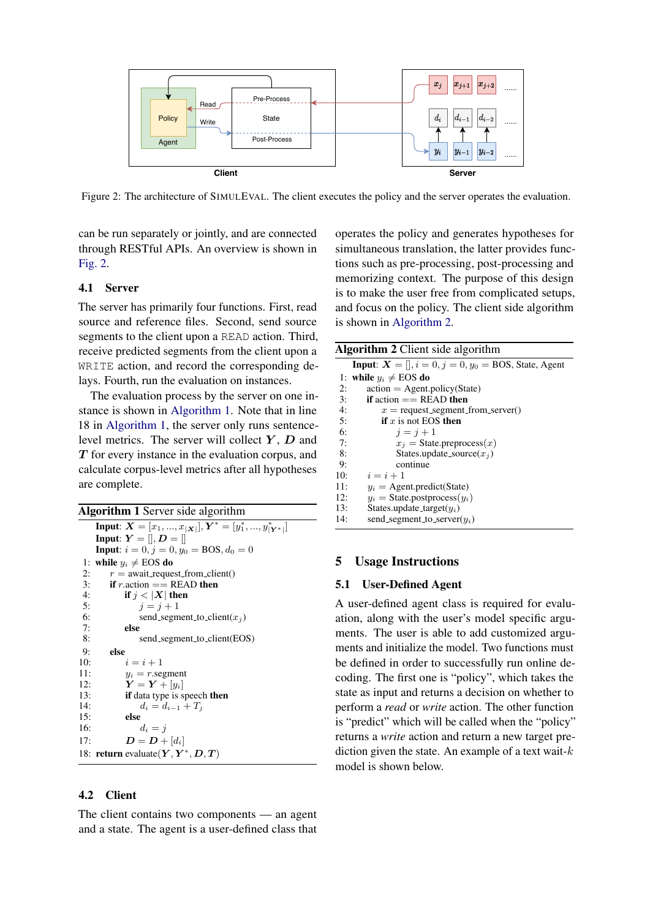Figure 2: The architecture of SimulEval. The client executes the policy and the server operates the evaluation.

can be run separately or jointly, and are connected through RESTful APIs. An overview is shown in Fig. 2.

### 4.1 Server

The server has primarily four functions. First, read source and reference files. Second, send source segments to the client upon a READ action. Third, receive predicted segments from the client upon a WRITE action, and record the corresponding delays. Fourth, run the evaluation on instances.

The evaluation process by the server on one instance is shown in Algorithm 1. Note that in line 18 in Algorithm 1, the server only runs sentence-level metrics. The server will collect $\boldsymbol{Y}$, $\boldsymbol{D}$ and $\boldsymbol{T}$ for every instance in the evaluation corpus, and calculate corpus-level metrics after all hypotheses are complete.

**Algorithm 1** Server side algorithm

```
    Input: X = [x_1, ..., x_|X|], Y* = [y*_1, ..., y*_|Y*|]
    Input: Y = [], D = []
    Input: i = 0, j = 0, y_0 = BOS, d_0 = 0
 1: while y_i ≠ EOS do
 2:     r = await_request_from_client()
 3:     if r.action == READ then
 4:         if j < |X| then
 5:             j = j + 1
 6:             send_segment_to_client(x_j)
 7:         else
 8:             send_segment_to_client(EOS)
 9:     else
10:         i = i + 1
11:         y_i = r.segment
12:         Y = Y + [y_i]
13:         if data type is speech then
14:             d_i = d_{i-1} + T_j
15:         else
16:             d_i = j
17:         D = D + [d_i]
18: return evaluate(Y, Y*, D, T)
```

### 4.2 Client

The client contains two components — an agent and a state. The agent is a user-defined class that operates the policy and generates hypotheses for simultaneous translation, the latter provides functions such as pre-processing, post-processing and memorizing context. The purpose of this design is to make the user free from complicated setups, and focus on the policy. The client side algorithm is shown in Algorithm 2.

**Algorithm 2** Client side algorithm

```
    Input: X = [], i = 0, j = 0, y_0 = BOS, State, Agent
 1: while y_i ≠ EOS do
 2:     action = Agent.policy(State)
 3:     if action == READ then
 4:         x = request_segment_from_server()
 5:         if x is not EOS then
 6:             j = j + 1
 7:             x_j = State.preprocess(x)
 8:             States.update_source(x_j)
 9:             continue
10:     i = i + 1
11:     y_i = Agent.predict(State)
12:     y_i = State.postprocess(y_i)
13:     States.update_target(y_i)
14:     send_segment_to_server(y_i)
```

## 5 Usage Instructions

### 5.1 User-Defined Agent

A user-defined agent class is required for evaluation, along with the user's model specific arguments. The user is able to add customized arguments and initialize the model. Two functions must be defined in order to successfully run online decoding. The first one is "policy", which takes the state as input and returns a decision on whether to perform a *read* or *write* action. The other function is "predict" which will be called when the "policy" returns a *write* action and return a new target prediction given the state. An example of a text wait-$k$ model is shown below.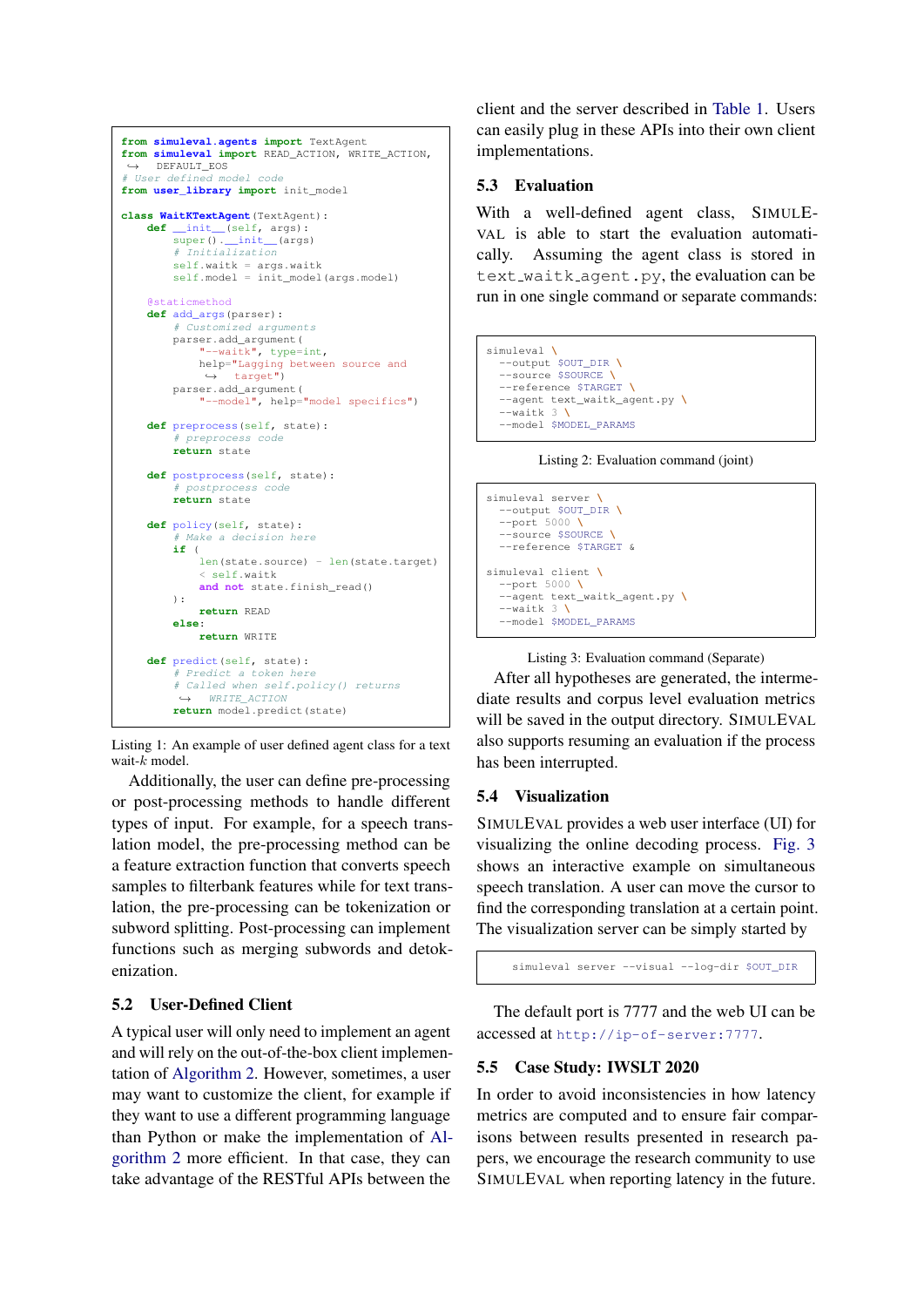```python
from simuleval.agents import TextAgent
from simuleval import READ_ACTION, WRITE_ACTION,
    DEFAULT_EOS
# User defined model code
from user_library import init_model

class WaitKTextAgent(TextAgent):
    def __init__(self, args):
        super().__init__(args)
        # Initialization
        self.waitk = args.waitk
        self.model = init_model(args.model)

    @staticmethod
    def add_args(parser):
        # Customized arguments
        parser.add_argument(
            "--waitk", type=int,
            help="Lagging between source and
                target")
        parser.add_argument(
            "--model", help="model specifics")

    def preprocess(self, state):
        # preprocess code
        return state

    def postprocess(self, state):
        # postprocess code
        return state

    def policy(self, state):
        # Make a decision here
        if (
            len(state.source) - len(state.target)
            < self.waitk
            and not state.finish_read()
        ):
            return READ
        else:
            return WRITE

    def predict(self, state):
        # Predict a token here
        # Called when self.policy() returns
            WRITE_ACTION
        return model.predict(state)
```

Listing 1: An example of user defined agent class for a text wait-$k$ model.

Additionally, the user can define pre-processing or post-processing methods to handle different types of input. For example, for a speech translation model, the pre-processing method can be a feature extraction function that converts speech samples to filterbank features while for text translation, the pre-processing can be tokenization or subword splitting. Post-processing can implement functions such as merging subwords and detokenization.

## 5.2 User-Defined Client

A typical user will only need to implement an agent and will rely on the out-of-the-box client implementation of Algorithm 2. However, sometimes, a user may want to customize the client, for example if they want to use a different programming language than Python or make the implementation of Algorithm 2 more efficient. In that case, they can take advantage of the RESTful APIs between the client and the server described in Table 1. Users can easily plug in these APIs into their own client implementations.

## 5.3 Evaluation

With a well-defined agent class, SIMULEVAL is able to start the evaluation automatically. Assuming the agent class is stored in `text_waitk_agent.py`, the evaluation can be run in one single command or separate commands:

```
simuleval \
  --output $OUT_DIR \
  --source $SOURCE \
  --reference $TARGET \
  --agent text_waitk_agent.py \
  --waitk 3 \
  --model $MODEL_PARAMS
```

Listing 2: Evaluation command (joint)

```
simuleval server \
  --output $OUT_DIR \
  --port 5000 \
  --source $SOURCE \
  --reference $TARGET &

simuleval client \
  --port 5000 \
  --agent text_waitk_agent.py \
  --waitk 3 \
  --model $MODEL_PARAMS
```

Listing 3: Evaluation command (Separate)

After all hypotheses are generated, the intermediate results and corpus level evaluation metrics will be saved in the output directory. SIMULEVAL also supports resuming an evaluation if the process has been interrupted.

## 5.4 Visualization

SIMULEVAL provides a web user interface (UI) for visualizing the online decoding process. Fig. 3 shows an interactive example on simultaneous speech translation. A user can move the cursor to find the corresponding translation at a certain point. The visualization server can be simply started by

```
simuleval server --visual --log-dir $OUT_DIR
```

The default port is 7777 and the web UI can be accessed at `http://ip-of-server:7777`.

## 5.5 Case Study: IWSLT 2020

In order to avoid inconsistencies in how latency metrics are computed and to ensure fair comparisons between results presented in research papers, we encourage the research community to use SIMULEVAL when reporting latency in the future.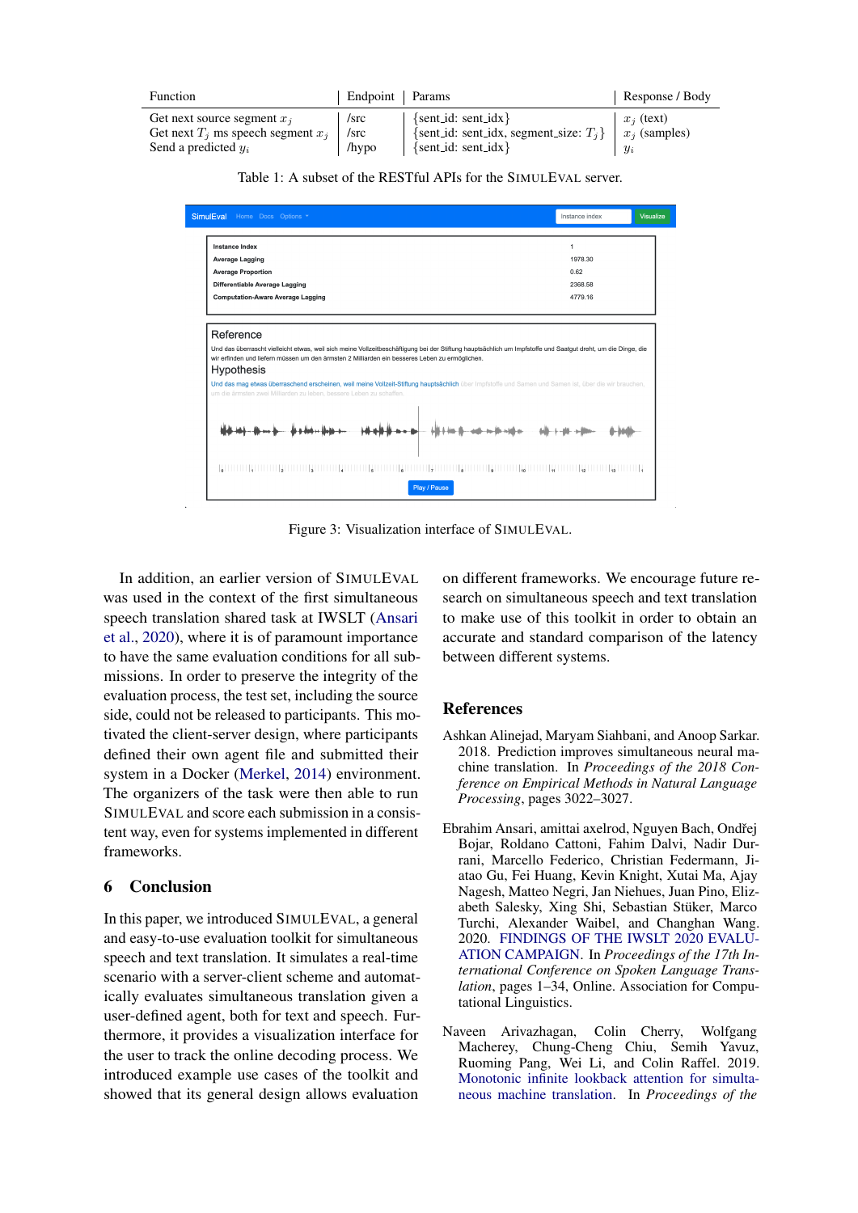| Function | Endpoint | Params | Response / Body |
|---|---|---|---|
| Get next source segment $x_j$ | /src | {sent_id: sent_idx} | $x_j$ (text) |
| Get next $T_j$ ms speech segment $x_j$ | /src | {sent_id: sent_idx, segment_size: $T_j$} | $x_j$ (samples) |
| Send a predicted $y_i$ | /hypo | {sent_id: sent_idx} | $y_i$ |

Table 1: A subset of the RESTful APIs for the SIMULEVAL server.

Figure 3: Visualization interface of SIMULEVAL.

In addition, an earlier version of SIMULEVAL was used in the context of the first simultaneous speech translation shared task at IWSLT (Ansari et al., 2020), where it is of paramount importance to have the same evaluation conditions for all submissions. In order to preserve the integrity of the evaluation process, the test set, including the source side, could not be released to participants. This motivated the client-server design, where participants defined their own agent file and submitted their system in a Docker (Merkel, 2014) environment. The organizers of the task were then able to run SIMULEVAL and score each submission in a consistent way, even for systems implemented in different frameworks.

## 6 Conclusion

In this paper, we introduced SIMULEVAL, a general and easy-to-use evaluation toolkit for simultaneous speech and text translation. It simulates a real-time scenario with a server-client scheme and automatically evaluates simultaneous translation given a user-defined agent, both for text and speech. Furthermore, it provides a visualization interface for the user to track the online decoding process. We introduced example use cases of the toolkit and showed that its general design allows evaluation on different frameworks. We encourage future research on simultaneous speech and text translation to make use of this toolkit in order to obtain an accurate and standard comparison of the latency between different systems.

## References

Ashkan Alinejad, Maryam Siahbani, and Anoop Sarkar. 2018. Prediction improves simultaneous neural machine translation. In *Proceedings of the 2018 Conference on Empirical Methods in Natural Language Processing*, pages 3022–3027.

Ebrahim Ansari, amittai axelrod, Nguyen Bach, Ondřej Bojar, Roldano Cattoni, Fahim Dalvi, Nadir Durrani, Marcello Federico, Christian Federmann, Jiatao Gu, Fei Huang, Kevin Knight, Xutai Ma, Ajay Nagesh, Matteo Negri, Jan Niehues, Juan Pino, Elizabeth Salesky, Xing Shi, Sebastian Stüker, Marco Turchi, Alexander Waibel, and Changhan Wang. 2020. FINDINGS OF THE IWSLT 2020 EVALUATION CAMPAIGN. In *Proceedings of the 17th International Conference on Spoken Language Translation*, pages 1–34, Online. Association for Computational Linguistics.

Naveen Arivazhagan, Colin Cherry, Wolfgang Macherey, Chung-Cheng Chiu, Semih Yavuz, Ruoming Pang, Wei Li, and Colin Raffel. 2019. Monotonic infinite lookback attention for simultaneous machine translation. In *Proceedings of the*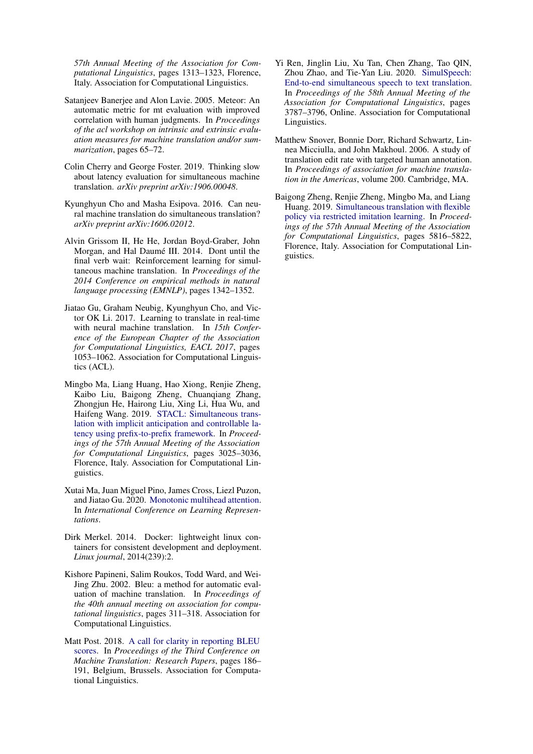57th Annual Meeting of the Association for Computational Linguistics, pages 1313–1323, Florence, Italy. Association for Computational Linguistics.

Satanjeev Banerjee and Alon Lavie. 2005. Meteor: An automatic metric for mt evaluation with improved correlation with human judgments. In *Proceedings of the acl workshop on intrinsic and extrinsic evaluation measures for machine translation and/or summarization*, pages 65–72.

Colin Cherry and George Foster. 2019. Thinking slow about latency evaluation for simultaneous machine translation. *arXiv preprint arXiv:1906.00048*.

Kyunghyun Cho and Masha Esipova. 2016. Can neural machine translation do simultaneous translation? *arXiv preprint arXiv:1606.02012*.

Alvin Grissom II, He He, Jordan Boyd-Graber, John Morgan, and Hal Daumé III. 2014. Dont until the final verb wait: Reinforcement learning for simultaneous machine translation. In *Proceedings of the 2014 Conference on empirical methods in natural language processing (EMNLP)*, pages 1342–1352.

Jiatao Gu, Graham Neubig, Kyunghyun Cho, and Victor OK Li. 2017. Learning to translate in real-time with neural machine translation. In *15th Conference of the European Chapter of the Association for Computational Linguistics, EACL 2017*, pages 1053–1062. Association for Computational Linguistics (ACL).

Mingbo Ma, Liang Huang, Hao Xiong, Renjie Zheng, Kaibo Liu, Baigong Zheng, Chuanqiang Zhang, Zhongjun He, Hairong Liu, Xing Li, Hua Wu, and Haifeng Wang. 2019. STACL: Simultaneous translation with implicit anticipation and controllable latency using prefix-to-prefix framework. In *Proceedings of the 57th Annual Meeting of the Association for Computational Linguistics*, pages 3025–3036, Florence, Italy. Association for Computational Linguistics.

Xutai Ma, Juan Miguel Pino, James Cross, Liezl Puzon, and Jiatao Gu. 2020. Monotonic multihead attention. In *International Conference on Learning Representations*.

Dirk Merkel. 2014. Docker: lightweight linux containers for consistent development and deployment. *Linux journal*, 2014(239):2.

Kishore Papineni, Salim Roukos, Todd Ward, and Wei-Jing Zhu. 2002. Bleu: a method for automatic evaluation of machine translation. In *Proceedings of the 40th annual meeting on association for computational linguistics*, pages 311–318. Association for Computational Linguistics.

Matt Post. 2018. A call for clarity in reporting BLEU scores. In *Proceedings of the Third Conference on Machine Translation: Research Papers*, pages 186–191, Belgium, Brussels. Association for Computational Linguistics.

Yi Ren, Jinglin Liu, Xu Tan, Chen Zhang, Tao QIN, Zhou Zhao, and Tie-Yan Liu. 2020. SimulSpeech: End-to-end simultaneous speech to text translation. In *Proceedings of the 58th Annual Meeting of the Association for Computational Linguistics*, pages 3787–3796, Online. Association for Computational Linguistics.

Matthew Snover, Bonnie Dorr, Richard Schwartz, Linnea Micciulla, and John Makhoul. 2006. A study of translation edit rate with targeted human annotation. In *Proceedings of association for machine translation in the Americas*, volume 200. Cambridge, MA.

Baigong Zheng, Renjie Zheng, Mingbo Ma, and Liang Huang. 2019. Simultaneous translation with flexible policy via restricted imitation learning. In *Proceedings of the 57th Annual Meeting of the Association for Computational Linguistics*, pages 5816–5822, Florence, Italy. Association for Computational Linguistics.